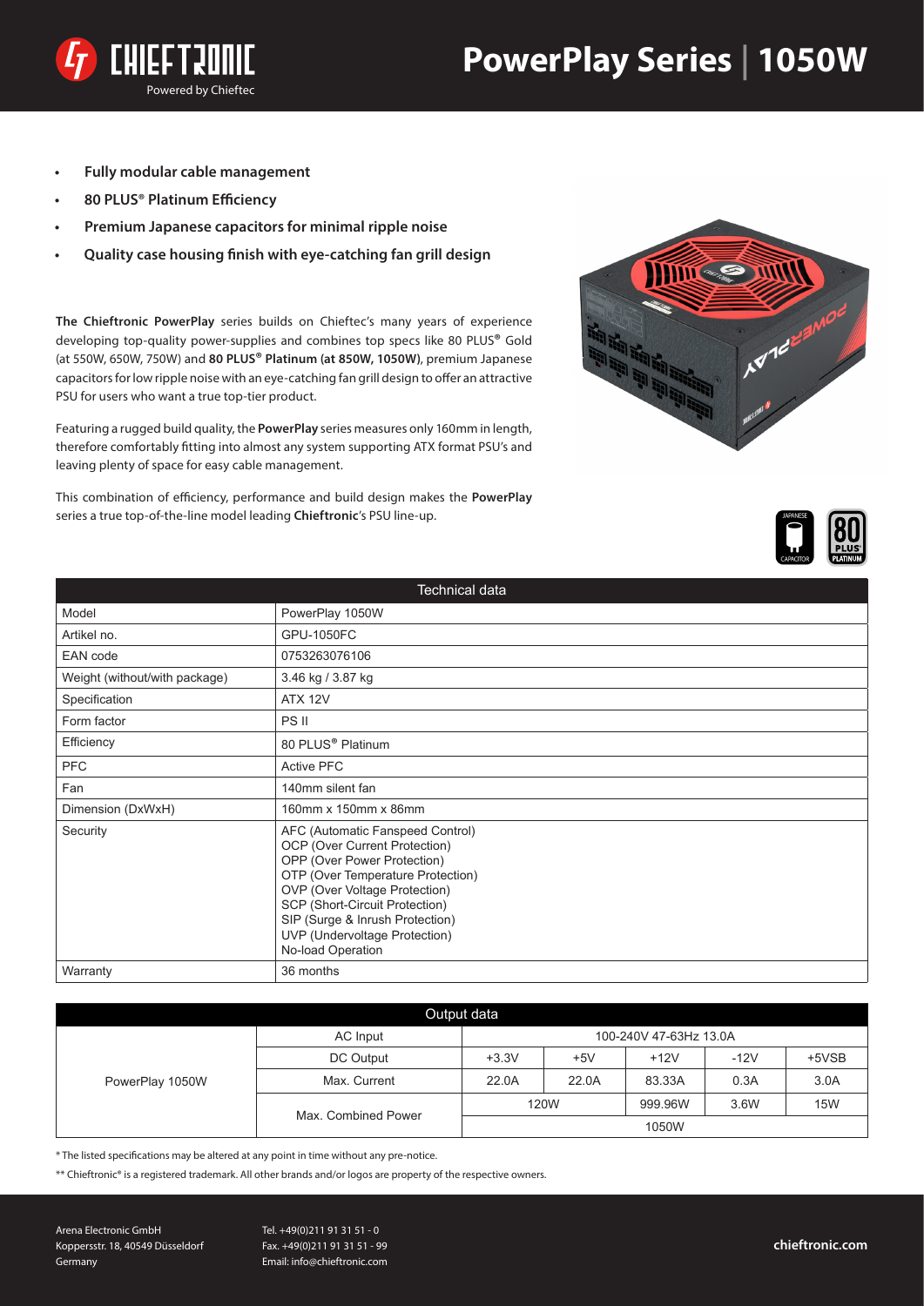# PowerPlay Series | 1050W

- **Fully modular cable management**
- **80 PLUS® Platinum Efficiency**
- **Premium Japanese capacitors for minimal ripple noise**
- **Quality case housing finish with eye-catching fan grill design**

**The Chieftronic PowerPlay** series builds on Chieftec's many years of experience developing top-quality power-supplies and combines top specs like 80 PLUS® Gold (at 550W, 650W, 750W) and **80 PLUS® Platinum (at 850W, 1050W)**, premium Japanese capacitors for low ripple noise with an eye-catching fan grill design to offer an attractive PSU for users who want a true top-tier product.

Featuring a rugged build quality, the **PowerPlay** series measures only 160mm in length, therefore comfortably fitting into almost any system supporting ATX format PSU's and leaving plenty of space for easy cable management.

This combination of efficiency, performance and build design makes the **PowerPlay** series a true top-of-the-line model leading **Chieftronic**'s PSU line-up.

| Technical data | |
|---|---|
| Model | PowerPlay 1050W |
| Artikel no. | GPU-1050FC |
| EAN code | 0753263076106 |
| Weight (without/with package) | 3.46 kg / 3.87 kg |
| Specification | ATX 12V |
| Form factor | PS II |
| Efficiency | 80 PLUS® Platinum |
| PFC | Active PFC |
| Fan | 140mm silent fan |
| Dimension (DxWxH) | 160mm x 150mm x 86mm |
| Security | AFC (Automatic Fanspeed Control)<br>OCP (Over Current Protection)<br>OPP (Over Power Protection)<br>OTP (Over Temperature Protection)<br>OVP (Over Voltage Protection)<br>SCP (Short-Circuit Protection)<br>SIP (Surge & Inrush Protection)<br>UVP (Undervoltage Protection)<br>No-load Operation |
| Warranty | 36 months |

| Output data | | | | | | |
|---|---|---|---|---|---|---|
| PowerPlay 1050W | AC Input | 100-240V 47-63Hz 13.0A | | | | |
| | DC Output | +3.3V | +5V | +12V | -12V | +5VSB |
| | Max. Current | 22.0A | 22.0A | 83.33A | 0.3A | 3.0A |
| | Max. Combined Power | 120W | | 999.96W | 3.6W | 15W |
| | | 1050W | | | | |

\* The listed specifications may be altered at any point in time without any pre-notice.

\*\* Chieftronic® is a registered trademark. All other brands and/or logos are property of the respective owners.

Arena Electronic GmbH
Koppersstr. 18, 40549 Düsseldorf
Germany

Tel. +49(0)211 91 31 51 - 0
Fax. +49(0)211 91 31 51 - 99
Email: info@chieftronic.com

chieftronic.com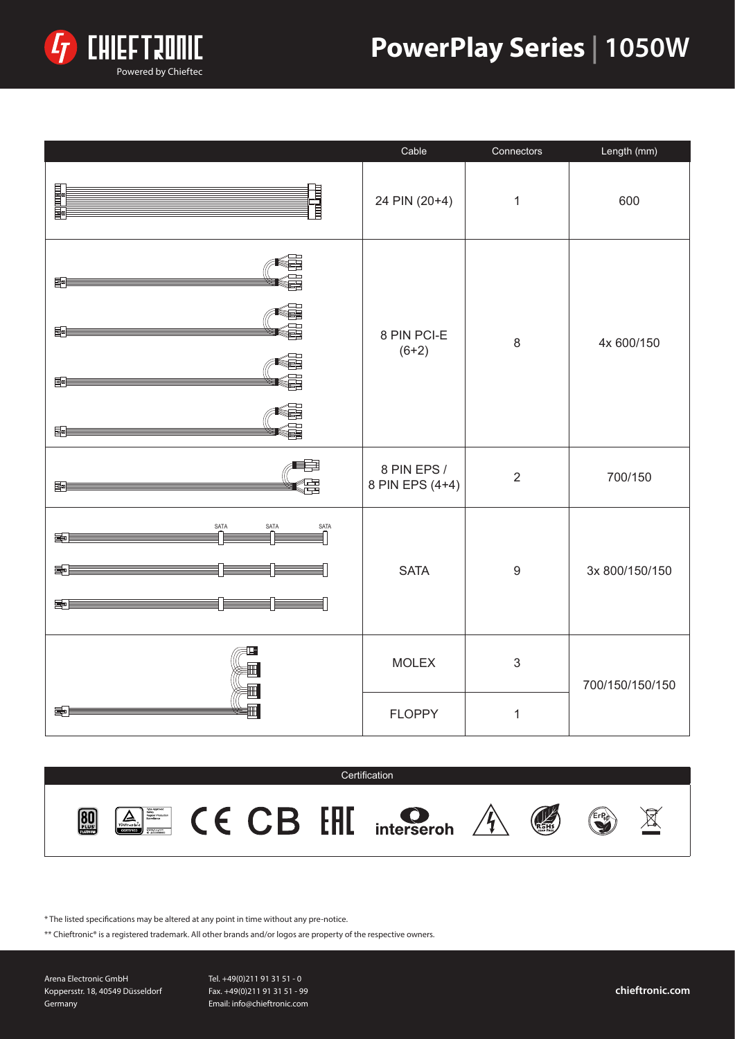# PowerPlay Series | 1050W

| | Cable | Connectors | Length (mm) |
|---|---|---|---|
| | 24 PIN (20+4) | 1 | 600 |
| | 8 PIN PCI-E (6+2) | 8 | 4x 600/150 |
| | 8 PIN EPS / 8 PIN EPS (4+4) | 2 | 700/150 |
| SATA SATA SATA | SATA | 9 | 3x 800/150/150 |
| | MOLEX | 3 | 700/150/150/150 |
| | FLOPPY | 1 | |

## Certification

\* The listed specifications may be altered at any point in time without any pre-notice.

\*\* Chieftronic® is a registered trademark. All other brands and/or logos are property of the respective owners.

Arena Electronic GmbH
Koppersstr. 18, 40549 Düsseldorf
Germany

Tel. +49(0)211 91 31 51 - 0
Fax. +49(0)211 91 31 51 - 99
Email: info@chieftronic.com

chieftronic.com